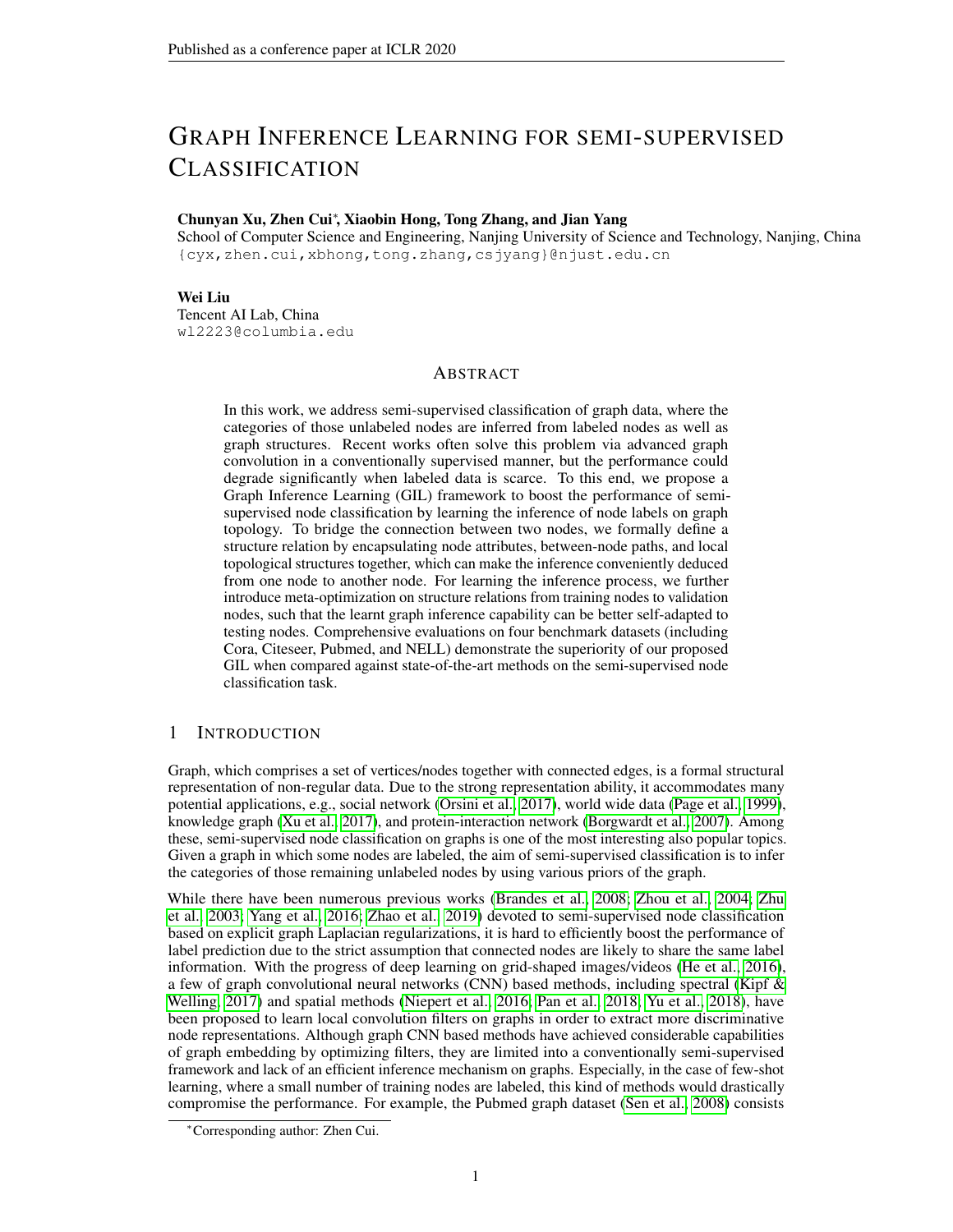# GRAPH INFERENCE LEARNING FOR SEMI-SUPERVISED CLASSIFICATION

**Chunyan Xu, Zhen Cui\*, Xiaobin Hong, Tong Zhang, and Jian Yang**
School of Computer Science and Engineering, Nanjing University of Science and Technology, Nanjing, China
{cyx,zhen.cui,xbhong,tong.zhang,csjyang}@njust.edu.cn

**Wei Liu**
Tencent AI Lab, China
wl2223@columbia.edu

## ABSTRACT

In this work, we address semi-supervised classification of graph data, where the categories of those unlabeled nodes are inferred from labeled nodes as well as graph structures. Recent works often solve this problem via advanced graph convolution in a conventionally supervised manner, but the performance could degrade significantly when labeled data is scarce. To this end, we propose a Graph Inference Learning (GIL) framework to boost the performance of semi-supervised node classification by learning the inference of node labels on graph topology. To bridge the connection between two nodes, we formally define a structure relation by encapsulating node attributes, between-node paths, and local topological structures together, which can make the inference conveniently deduced from one node to another node. For learning the inference process, we further introduce meta-optimization on structure relations from training nodes to validation nodes, such that the learnt graph inference capability can be better self-adapted to testing nodes. Comprehensive evaluations on four benchmark datasets (including Cora, Citeseer, Pubmed, and NELL) demonstrate the superiority of our proposed GIL when compared against state-of-the-art methods on the semi-supervised node classification task.

## 1 INTRODUCTION

Graph, which comprises a set of vertices/nodes together with connected edges, is a formal structural representation of non-regular data. Due to the strong representation ability, it accommodates many potential applications, e.g., social network (Orsini et al., 2017), world wide data (Page et al., 1999), knowledge graph (Xu et al., 2017), and protein-interaction network (Borgwardt et al., 2007). Among these, semi-supervised node classification on graphs is one of the most interesting also popular topics. Given a graph in which some nodes are labeled, the aim of semi-supervised classification is to infer the categories of those remaining unlabeled nodes by using various priors of the graph.

While there have been numerous previous works (Brandes et al., 2008; Zhou et al., 2004; Zhu et al., 2003; Yang et al., 2016; Zhao et al., 2019) devoted to semi-supervised node classification based on explicit graph Laplacian regularizations, it is hard to efficiently boost the performance of label prediction due to the strict assumption that connected nodes are likely to share the same label information. With the progress of deep learning on grid-shaped images/videos (He et al., 2016), a few of graph convolutional neural networks (CNN) based methods, including spectral (Kipf & Welling, 2017) and spatial methods (Niepert et al., 2016; Pan et al., 2018; Yu et al., 2018), have been proposed to learn local convolution filters on graphs in order to extract more discriminative node representations. Although graph CNN based methods have achieved considerable capabilities of graph embedding by optimizing filters, they are limited into a conventionally semi-supervised framework and lack of an efficient inference mechanism on graphs. Especially, in the case of few-shot learning, where a small number of training nodes are labeled, this kind of methods would drastically compromise the performance. For example, the Pubmed graph dataset (Sen et al., 2008) consists

\*Corresponding author: Zhen Cui.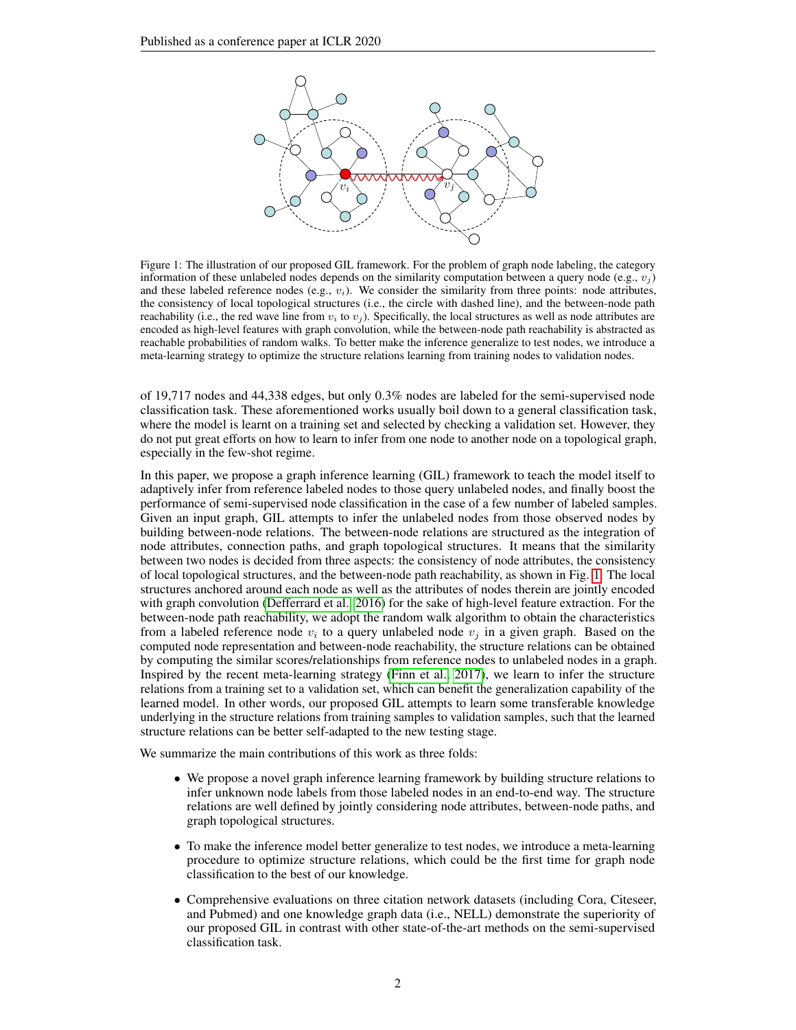Figure 1: The illustration of our proposed GIL framework. For the problem of graph node labeling, the category information of these unlabeled nodes depends on the similarity computation between a query node (e.g., $v_j$) and these labeled reference nodes (e.g., $v_i$). We consider the similarity from three points: node attributes, the consistency of local topological structures (i.e., the circle with dashed line), and the between-node path reachability (i.e., the red wave line from $v_i$ to $v_j$). Specifically, the local structures as well as node attributes are encoded as high-level features with graph convolution, while the between-node path reachability is abstracted as reachable probabilities of random walks. To better make the inference generalize to test nodes, we introduce a meta-learning strategy to optimize the structure relations learning from training nodes to validation nodes.

of 19,717 nodes and 44,338 edges, but only 0.3% nodes are labeled for the semi-supervised node classification task. These aforementioned works usually boil down to a general classification task, where the model is learnt on a training set and selected by checking a validation set. However, they do not put great efforts on how to learn to infer from one node to another node on a topological graph, especially in the few-shot regime.

In this paper, we propose a graph inference learning (GIL) framework to teach the model itself to adaptively infer from reference labeled nodes to those query unlabeled nodes, and finally boost the performance of semi-supervised node classification in the case of a few number of labeled samples. Given an input graph, GIL attempts to infer the unlabeled nodes from those observed nodes by building between-node relations. The between-node relations are structured as the integration of node attributes, connection paths, and graph topological structures. It means that the similarity between two nodes is decided from three aspects: the consistency of node attributes, the consistency of local topological structures, and the between-node path reachability, as shown in Fig. 1. The local structures anchored around each node as well as the attributes of nodes therein are jointly encoded with graph convolution (Defferrard et al., 2016) for the sake of high-level feature extraction. For the between-node path reachability, we adopt the random walk algorithm to obtain the characteristics from a labeled reference node $v_i$ to a query unlabeled node $v_j$ in a given graph. Based on the computed node representation and between-node reachability, the structure relations can be obtained by computing the similar scores/relationships from reference nodes to unlabeled nodes in a graph. Inspired by the recent meta-learning strategy (Finn et al., 2017), we learn to infer the structure relations from a training set to a validation set, which can benefit the generalization capability of the learned model. In other words, our proposed GIL attempts to learn some transferable knowledge underlying in the structure relations from training samples to validation samples, such that the learned structure relations can be better self-adapted to the new testing stage.

We summarize the main contributions of this work as three folds:

- We propose a novel graph inference learning framework by building structure relations to infer unknown node labels from those labeled nodes in an end-to-end way. The structure relations are well defined by jointly considering node attributes, between-node paths, and graph topological structures.
- To make the inference model better generalize to test nodes, we introduce a meta-learning procedure to optimize structure relations, which could be the first time for graph node classification to the best of our knowledge.
- Comprehensive evaluations on three citation network datasets (including Cora, Citeseer, and Pubmed) and one knowledge graph data (i.e., NELL) demonstrate the superiority of our proposed GIL in contrast with other state-of-the-art methods on the semi-supervised classification task.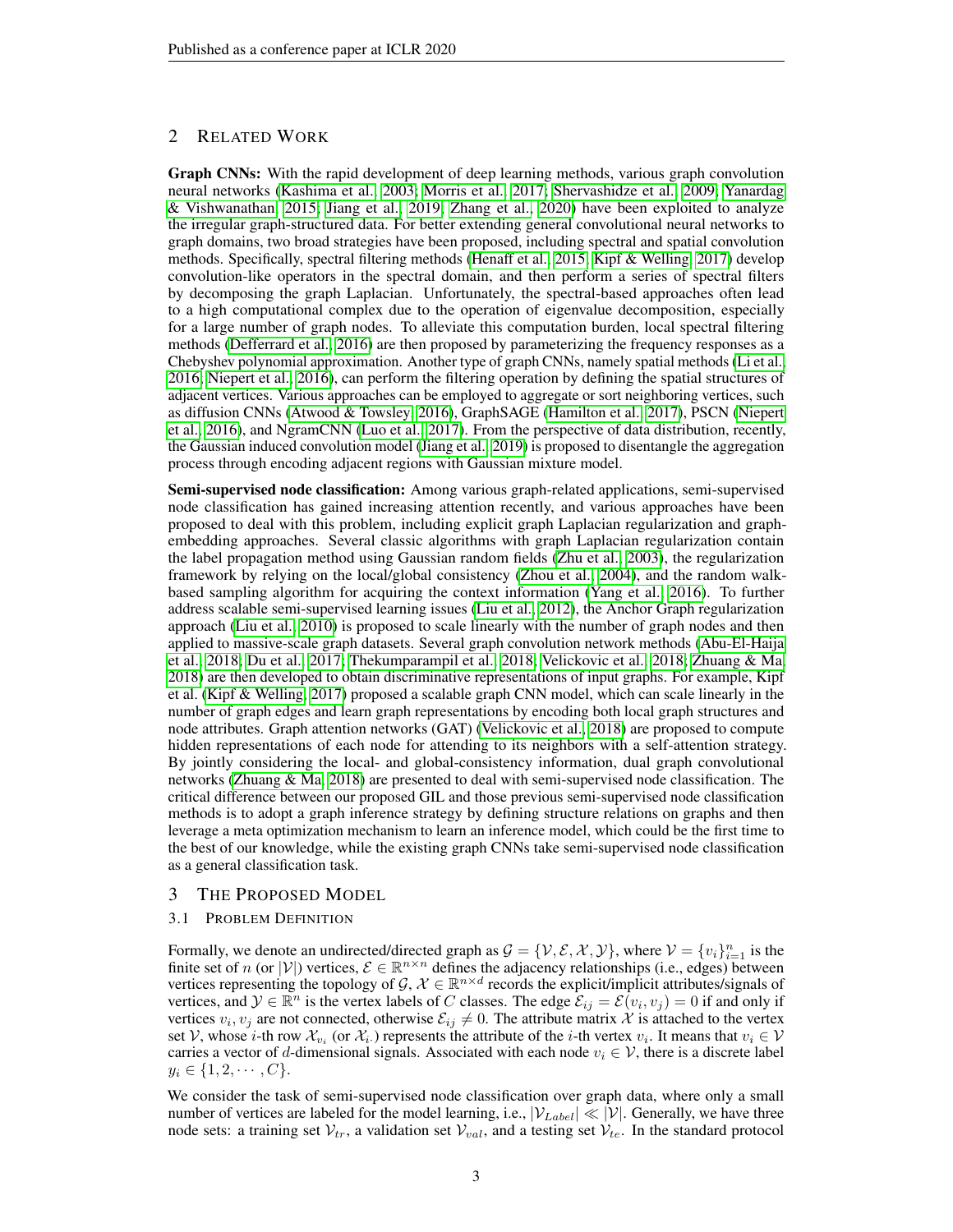## 2 RELATED WORK

**Graph CNNs:** With the rapid development of deep learning methods, various graph convolution neural networks (Kashima et al., 2003; Morris et al., 2017; Shervashidze et al., 2009; Yanardag & Vishwanathan, 2015; Jiang et al., 2019; Zhang et al., 2020) have been exploited to analyze the irregular graph-structured data. For better extending general convolutional neural networks to graph domains, two broad strategies have been proposed, including spectral and spatial convolution methods. Specifically, spectral filtering methods (Henaff et al., 2015; Kipf & Welling, 2017) develop convolution-like operators in the spectral domain, and then perform a series of spectral filters by decomposing the graph Laplacian. Unfortunately, the spectral-based approaches often lead to a high computational complex due to the operation of eigenvalue decomposition, especially for a large number of graph nodes. To alleviate this computation burden, local spectral filtering methods (Defferrard et al., 2016) are then proposed by parameterizing the frequency responses as a Chebyshev polynomial approximation. Another type of graph CNNs, namely spatial methods (Li et al., 2016; Niepert et al., 2016), can perform the filtering operation by defining the spatial structures of adjacent vertices. Various approaches can be employed to aggregate or sort neighboring vertices, such as diffusion CNNs (Atwood & Towsley, 2016), GraphSAGE (Hamilton et al., 2017), PSCN (Niepert et al., 2016), and NgramCNN (Luo et al., 2017). From the perspective of data distribution, recently, the Gaussian induced convolution model (Jiang et al., 2019) is proposed to disentangle the aggregation process through encoding adjacent regions with Gaussian mixture model.

**Semi-supervised node classification:** Among various graph-related applications, semi-supervised node classification has gained increasing attention recently, and various approaches have been proposed to deal with this problem, including explicit graph Laplacian regularization and graph-embedding approaches. Several classic algorithms with graph Laplacian regularization contain the label propagation method using Gaussian random fields (Zhu et al., 2003), the regularization framework by relying on the local/global consistency (Zhou et al., 2004), and the random walk-based sampling algorithm for acquiring the context information (Yang et al., 2016). To further address scalable semi-supervised learning issues (Liu et al., 2012), the Anchor Graph regularization approach (Liu et al., 2010) is proposed to scale linearly with the number of graph nodes and then applied to massive-scale graph datasets. Several graph convolution network methods (Abu-El-Haija et al., 2018; Du et al., 2017; Thekumparampil et al., 2018; Velickovic et al., 2018; Zhuang & Ma, 2018) are then developed to obtain discriminative representations of input graphs. For example, Kipf et al. (Kipf & Welling, 2017) proposed a scalable graph CNN model, which can scale linearly in the number of graph edges and learn graph representations by encoding both local graph structures and node attributes. Graph attention networks (GAT) (Velickovic et al., 2018) are proposed to compute hidden representations of each node for attending to its neighbors with a self-attention strategy. By jointly considering the local- and global-consistency information, dual graph convolutional networks (Zhuang & Ma, 2018) are presented to deal with semi-supervised node classification. The critical difference between our proposed GIL and those previous semi-supervised node classification methods is to adopt a graph inference strategy by defining structure relations on graphs and then leverage a meta optimization mechanism to learn an inference model, which could be the first time to the best of our knowledge, while the existing graph CNNs take semi-supervised node classification as a general classification task.

## 3 THE PROPOSED MODEL

### 3.1 PROBLEM DEFINITION

Formally, we denote an undirected/directed graph as $\mathcal{G} = \{\mathcal{V}, \mathcal{E}, \mathcal{X}, \mathcal{Y}\}$, where $\mathcal{V} = \{v_i\}_{i=1}^{n}$ is the finite set of $n$ (or $|\mathcal{V}|$) vertices, $\mathcal{E} \in \mathbb{R}^{n \times n}$ defines the adjacency relationships (i.e., edges) between vertices representing the topology of $\mathcal{G}$, $\mathcal{X} \in \mathbb{R}^{n \times d}$ records the explicit/implicit attributes/signals of vertices, and $\mathcal{Y} \in \mathbb{R}^{n}$ is the vertex labels of $C$ classes. The edge $\mathcal{E}_{ij} = \mathcal{E}(v_i, v_j) = 0$ if and only if vertices $v_i, v_j$ are not connected, otherwise $\mathcal{E}_{ij} \neq 0$. The attribute matrix $\mathcal{X}$ is attached to the vertex set $\mathcal{V}$, whose $i$-th row $\mathcal{X}_{v_i}$ (or $\mathcal{X}_{i\cdot}$) represents the attribute of the $i$-th vertex $v_i$. It means that $v_i \in \mathcal{V}$ carries a vector of $d$-dimensional signals. Associated with each node $v_i \in \mathcal{V}$, there is a discrete label $y_i \in \{1, 2, \cdots, C\}$.

We consider the task of semi-supervised node classification over graph data, where only a small number of vertices are labeled for the model learning, i.e., $|\mathcal{V}_{Label}| \ll |\mathcal{V}|$. Generally, we have three node sets: a training set $\mathcal{V}_{tr}$, a validation set $\mathcal{V}_{val}$, and a testing set $\mathcal{V}_{te}$. In the standard protocol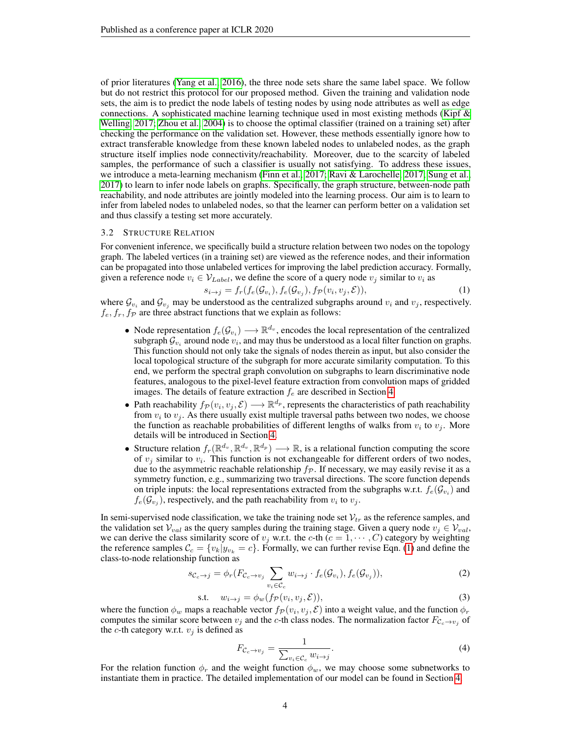of prior literatures (Yang et al., 2016), the three node sets share the same label space. We follow but do not restrict this protocol for our proposed method. Given the training and validation node sets, the aim is to predict the node labels of testing nodes by using node attributes as well as edge connections. A sophisticated machine learning technique used in most existing methods (Kipf & Welling, 2017; Zhou et al., 2004) is to choose the optimal classifier (trained on a training set) after checking the performance on the validation set. However, these methods essentially ignore how to extract transferable knowledge from these known labeled nodes to unlabeled nodes, as the graph structure itself implies node connectivity/reachability. Moreover, due to the scarcity of labeled samples, the performance of such a classifier is usually not satisfying. To address these issues, we introduce a meta-learning mechanism (Finn et al., 2017; Ravi & Larochelle, 2017; Sung et al., 2017) to learn to infer node labels on graphs. Specifically, the graph structure, between-node path reachability, and node attributes are jointly modeled into the learning process. Our aim is to learn to infer from labeled nodes to unlabeled nodes, so that the learner can perform better on a validation set and thus classify a testing set more accurately.

### 3.2 Structure Relation

For convenient inference, we specifically build a structure relation between two nodes on the topology graph. The labeled vertices (in a training set) are viewed as the reference nodes, and their information can be propagated into those unlabeled vertices for improving the label prediction accuracy. Formally, given a reference node $v_i \in \mathcal{V}_{Label}$, we define the score of a query node $v_j$ similar to $v_i$ as

$$s_{i \to j} = f_r(f_e(\mathcal{G}_{v_i}), f_e(\mathcal{G}_{v_j}), f_{\mathcal{P}}(v_i, v_j, \mathcal{E})), \tag{1}$$

where $\mathcal{G}_{v_i}$ and $\mathcal{G}_{v_j}$ may be understood as the centralized subgraphs around $v_i$ and $v_j$, respectively. $f_e, f_r, f_{\mathcal{P}}$ are three abstract functions that we explain as follows:

- Node representation $f_e(\mathcal{G}_{v_i}) \longrightarrow \mathbb{R}^{d_v}$, encodes the local representation of the centralized subgraph $\mathcal{G}_{v_i}$ around node $v_i$, and may thus be understood as a local filter function on graphs. This function should not only take the signals of nodes therein as input, but also consider the local topological structure of the subgraph for more accurate similarity computation. To this end, we perform the spectral graph convolution on subgraphs to learn discriminative node features, analogous to the pixel-level feature extraction from convolution maps of gridded images. The details of feature extraction $f_e$ are described in Section 4.
- Path reachability $f_{\mathcal{P}}(v_i, v_j, \mathcal{E}) \longrightarrow \mathbb{R}^{d_p}$, represents the characteristics of path reachability from $v_i$ to $v_j$. As there usually exist multiple traversal paths between two nodes, we choose the function as reachable probabilities of different lengths of walks from $v_i$ to $v_j$. More details will be introduced in Section 4.
- Structure relation $f_r(\mathbb{R}^{d_v}, \mathbb{R}^{d_v}, \mathbb{R}^{d_p}) \longrightarrow \mathbb{R}$, is a relational function computing the score of $v_j$ similar to $v_i$. This function is not exchangeable for different orders of two nodes, due to the asymmetric reachable relationship $f_{\mathcal{P}}$. If necessary, we may easily revise it as a symmetry function, e.g., summarizing two traversal directions. The score function depends on triple inputs: the local representations extracted from the subgraphs w.r.t. $f_e(\mathcal{G}_{v_i})$ and $f_e(\mathcal{G}_{v_j})$, respectively, and the path reachability from $v_i$ to $v_j$.

In semi-supervised node classification, we take the training node set $\mathcal{V}_{tr}$ as the reference samples, and the validation set $\mathcal{V}_{val}$ as the query samples during the training stage. Given a query node $v_j \in \mathcal{V}_{val}$, we can derive the class similarity score of $v_j$ w.r.t. the $c$-th ($c = 1, \cdots, C$) category by weighting the reference samples $\mathcal{C}_c = \{v_k | y_{v_k} = c\}$. Formally, we can further revise Eqn. (1) and define the class-to-node relationship function as

$$s_{\mathcal{C}_c \to j} = \phi_r(F_{\mathcal{C}_c \to v_j} \sum_{v_i \in \mathcal{C}_c} w_{i \to j} \cdot f_e(\mathcal{G}_{v_i}), f_e(\mathcal{G}_{v_j})), \tag{2}$$

$$\text{s.t.} \quad w_{i \to j} = \phi_w(f_{\mathcal{P}}(v_i, v_j, \mathcal{E})), \tag{3}$$

where the function $\phi_w$ maps a reachable vector $f_{\mathcal{P}}(v_i, v_j, \mathcal{E})$ into a weight value, and the function $\phi_r$ computes the similar score between $v_j$ and the $c$-th class nodes. The normalization factor $F_{\mathcal{C}_c \to v_j}$ of the $c$-th category w.r.t. $v_j$ is defined as

$$F_{\mathcal{C}_c \to v_j} = \frac{1}{\sum_{v_i \in \mathcal{C}_c} w_{i \to j}}. \tag{4}$$

For the relation function $\phi_r$ and the weight function $\phi_w$, we may choose some subnetworks to instantiate them in practice. The detailed implementation of our model can be found in Section 4.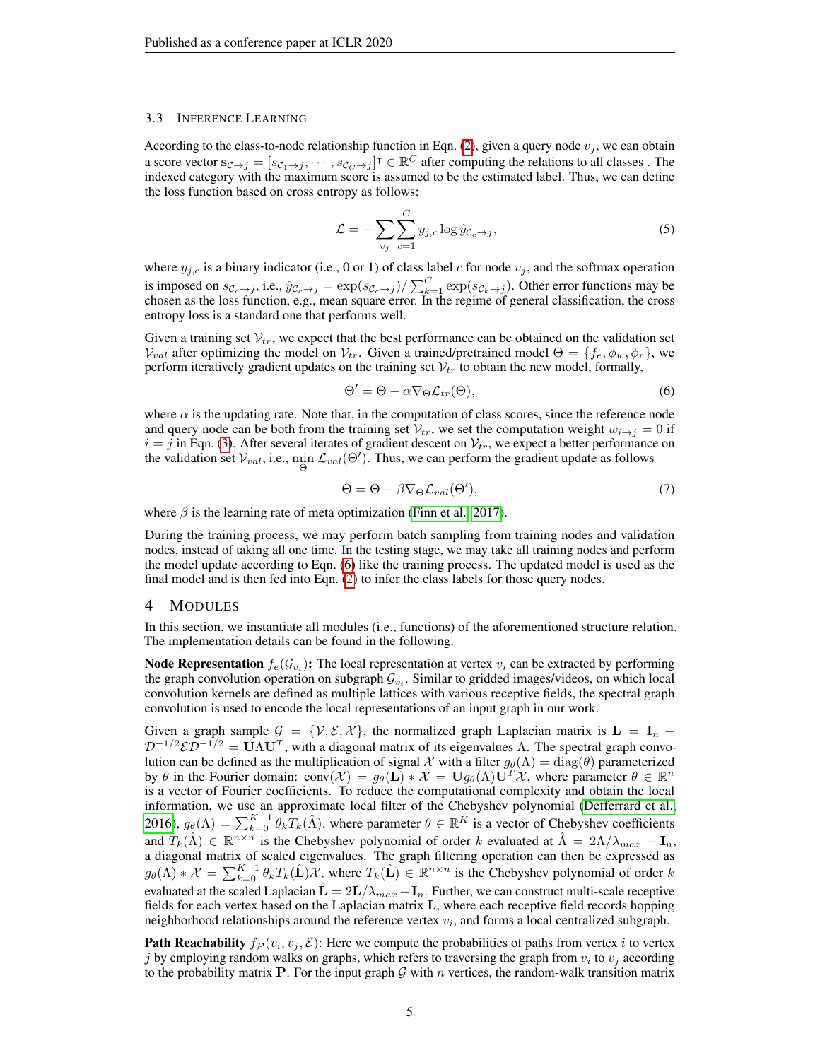### 3.3 INFERENCE LEARNING

According to the class-to-node relationship function in Eqn. (2), given a query node $v_j$, we can obtain a score vector $\mathbf{s}_{\mathcal{C}\to j} = [s_{\mathcal{C}_1\to j}, \cdots, s_{\mathcal{C}_C\to j}]^\intercal \in \mathbb{R}^C$ after computing the relations to all classes . The indexed category with the maximum score is assumed to be the estimated label. Thus, we can define the loss function based on cross entropy as follows:

$$\mathcal{L} = -\sum_{v_j}\sum_{c=1}^{C} y_{j,c} \log \hat{y}_{\mathcal{C}_c\to j}, \tag{5}$$

where $y_{j,c}$ is a binary indicator (i.e., 0 or 1) of class label $c$ for node $v_j$, and the softmax operation is imposed on $s_{\mathcal{C}_c\to j}$, i.e., $\hat{y}_{\mathcal{C}_c\to j} = \exp(s_{\mathcal{C}_c\to j})/\sum_{k=1}^{C}\exp(s_{\mathcal{C}_k\to j})$. Other error functions may be chosen as the loss function, e.g., mean square error. In the regime of general classification, the cross entropy loss is a standard one that performs well.

Given a training set $\mathcal{V}_{tr}$, we expect that the best performance can be obtained on the validation set $\mathcal{V}_{val}$ after optimizing the model on $\mathcal{V}_{tr}$. Given a trained/pretrained model $\Theta = \{f_e, \phi_w, \phi_r\}$, we perform iteratively gradient updates on the training set $\mathcal{V}_{tr}$ to obtain the new model, formally,

$$\Theta' = \Theta - \alpha\nabla_\Theta \mathcal{L}_{tr}(\Theta), \tag{6}$$

where $\alpha$ is the updating rate. Note that, in the computation of class scores, since the reference node and query node can be both from the training set $\mathcal{V}_{tr}$, we set the computation weight $w_{i\to j} = 0$ if $i = j$ in Eqn. (3). After several iterates of gradient descent on $\mathcal{V}_{tr}$, we expect a better performance on the validation set $\mathcal{V}_{val}$, i.e., $\min_{\Theta} \mathcal{L}_{val}(\Theta')$. Thus, we can perform the gradient update as follows

$$\Theta = \Theta - \beta\nabla_\Theta \mathcal{L}_{val}(\Theta'), \tag{7}$$

where $\beta$ is the learning rate of meta optimization (Finn et al., 2017).

During the training process, we may perform batch sampling from training nodes and validation nodes, instead of taking all one time. In the testing stage, we may take all training nodes and perform the model update according to Eqn. (6) like the training process. The updated model is used as the final model and is then fed into Eqn. (2) to infer the class labels for those query nodes.

## 4 MODULES

In this section, we instantiate all modules (i.e., functions) of the aforementioned structure relation. The implementation details can be found in the following.

**Node Representation** $f_e(\mathcal{G}_{v_i})$**:** The local representation at vertex $v_i$ can be extracted by performing the graph convolution operation on subgraph $\mathcal{G}_{v_i}$. Similar to gridded images/videos, on which local convolution kernels are defined as multiple lattices with various receptive fields, the spectral graph convolution is used to encode the local representations of an input graph in our work.

Given a graph sample $\mathcal{G} = \{\mathcal{V}, \mathcal{E}, \mathcal{X}\}$, the normalized graph Laplacian matrix is $\mathbf{L} = \mathbf{I}_n - \mathcal{D}^{-1/2}\mathcal{E}\mathcal{D}^{-1/2} = \mathbf{U}\Lambda\mathbf{U}^T$, with a diagonal matrix of its eigenvalues $\Lambda$. The spectral graph convolution can be defined as the multiplication of signal $\mathcal{X}$ with a filter $g_\theta(\Lambda) = \text{diag}(\theta)$ parameterized by $\theta$ in the Fourier domain: $\text{conv}(\mathcal{X}) = g_\theta(\mathbf{L}) * \mathcal{X} = \mathbf{U}g_\theta(\Lambda)\mathbf{U}^T\mathcal{X}$, where parameter $\theta \in \mathbb{R}^n$ is a vector of Fourier coefficients. To reduce the computational complexity and obtain the local information, we use an approximate local filter of the Chebyshev polynomial (Defferrard et al., 2016), $g_\theta(\Lambda) = \sum_{k=0}^{K-1}\theta_k T_k(\hat{\Lambda})$, where parameter $\theta \in \mathbb{R}^K$ is a vector of Chebyshev coefficients and $T_k(\hat{\Lambda}) \in \mathbb{R}^{n\times n}$ is the Chebyshev polynomial of order $k$ evaluated at $\hat{\Lambda} = 2\Lambda/\lambda_{max} - \mathbf{I}_n$, a diagonal matrix of scaled eigenvalues. The graph filtering operation can then be expressed as $g_\theta(\Lambda) * \mathcal{X} = \sum_{k=0}^{K-1}\theta_k T_k(\hat{\mathbf{L}})\mathcal{X}$, where $T_k(\hat{\mathbf{L}}) \in \mathbb{R}^{n\times n}$ is the Chebyshev polynomial of order $k$ evaluated at the scaled Laplacian $\hat{\mathbf{L}} = 2\mathbf{L}/\lambda_{max} - \mathbf{I}_n$. Further, we can construct multi-scale receptive fields for each vertex based on the Laplacian matrix $\mathbf{L}$, where each receptive field records hopping neighborhood relationships around the reference vertex $v_i$, and forms a local centralized subgraph.

**Path Reachability** $f_{\mathcal{P}}(v_i, v_j, \mathcal{E})$: Here we compute the probabilities of paths from vertex $i$ to vertex $j$ by employing random walks on graphs, which refers to traversing the graph from $v_i$ to $v_j$ according to the probability matrix $\mathbf{P}$. For the input graph $\mathcal{G}$ with $n$ vertices, the random-walk transition matrix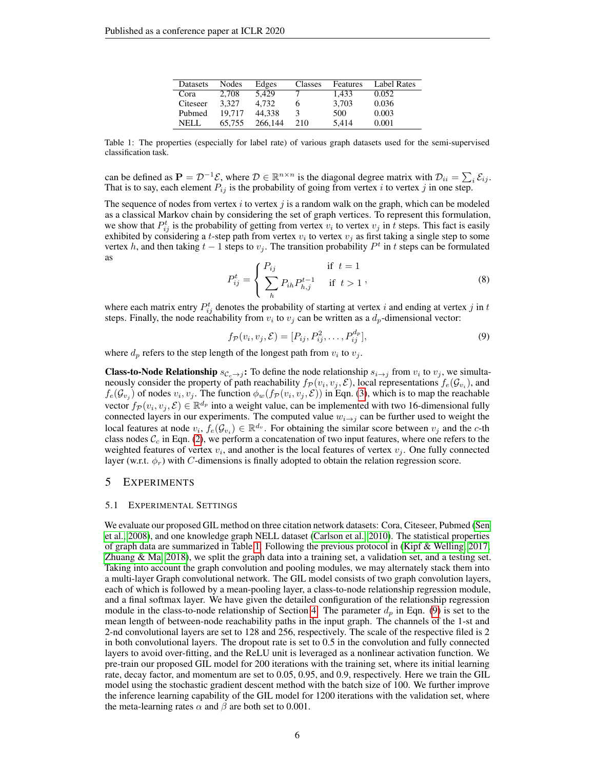| Datasets | Nodes | Edges | Classes | Features | Label Rates |
|---|---|---|---|---|---|
| Cora | 2,708 | 5,429 | 7 | 1,433 | 0.052 |
| Citeseer | 3,327 | 4,732 | 6 | 3,703 | 0.036 |
| Pubmed | 19,717 | 44,338 | 3 | 500 | 0.003 |
| NELL | 65,755 | 266,144 | 210 | 5,414 | 0.001 |

Table 1: The properties (especially for label rate) of various graph datasets used for the semi-supervised classification task.

can be defined as $\mathbf{P} = \mathcal{D}^{-1}\mathcal{E}$, where $\mathcal{D} \in \mathbb{R}^{n\times n}$ is the diagonal degree matrix with $\mathcal{D}_{ii} = \sum_i \mathcal{E}_{ij}$. That is to say, each element $P_{ij}$ is the probability of going from vertex $i$ to vertex $j$ in one step.

The sequence of nodes from vertex $i$ to vertex $j$ is a random walk on the graph, which can be modeled as a classical Markov chain by considering the set of graph vertices. To represent this formulation, we show that $P_{ij}^t$ is the probability of getting from vertex $v_i$ to vertex $v_j$ in $t$ steps. This fact is easily exhibited by considering a $t$-step path from vertex $v_i$ to vertex $v_j$ as first taking a single step to some vertex $h$, and then taking $t-1$ steps to $v_j$. The transition probability $P^t$ in $t$ steps can be formulated as

$$P_{ij}^t = \begin{cases} P_{ij} & \text{if } \ t = 1 \\ \sum_h P_{ih} P_{h,j}^{t-1} & \text{if } \ t > 1 \end{cases}, \tag{8}$$

where each matrix entry $P_{ij}^t$ denotes the probability of starting at vertex $i$ and ending at vertex $j$ in $t$ steps. Finally, the node reachability from $v_i$ to $v_j$ can be written as a $d_p$-dimensional vector:

$$f_{\mathcal{P}}(v_i, v_j, \mathcal{E}) = [P_{ij}, P_{ij}^2, \ldots, P_{ij}^{d_p}], \tag{9}$$

where $d_p$ refers to the step length of the longest path from $v_i$ to $v_j$.

**Class-to-Node Relationship $s_{\mathcal{C}_c \to j}$:** To define the node relationship $s_{i\to j}$ from $v_i$ to $v_j$, we simultaneously consider the property of path reachability $f_{\mathcal{P}}(v_i, v_j, \mathcal{E})$, local representations $f_e(\mathcal{G}_{v_i})$, and $f_e(\mathcal{G}_{v_j})$ of nodes $v_i, v_j$. The function $\phi_w(f_{\mathcal{P}}(v_i, v_j, \mathcal{E}))$ in Eqn. (3), which is to map the reachable vector $f_{\mathcal{P}}(v_i, v_j, \mathcal{E}) \in \mathbb{R}^{d_p}$ into a weight value, can be implemented with two 16-dimensional fully connected layers in our experiments. The computed value $w_{i\to j}$ can be further used to weight the local features at node $v_i$, $f_e(\mathcal{G}_{v_i}) \in \mathbb{R}^{d_v}$. For obtaining the similar score between $v_j$ and the $c$-th class nodes $\mathcal{C}_c$ in Eqn. (2), we perform a concatenation of two input features, where one refers to the weighted features of vertex $v_i$, and another is the local features of vertex $v_j$. One fully connected layer (w.r.t. $\phi_r$) with $C$-dimensions is finally adopted to obtain the relation regression score.

## 5 Experiments

### 5.1 Experimental Settings

We evaluate our proposed GIL method on three citation network datasets: Cora, Citeseer, Pubmed (Sen et al., 2008), and one knowledge graph NELL dataset (Carlson et al., 2010). The statistical properties of graph data are summarized in Table 1. Following the previous protocol in (Kipf & Welling, 2017; Zhuang & Ma, 2018), we split the graph data into a training set, a validation set, and a testing set. Taking into account the graph convolution and pooling modules, we may alternately stack them into a multi-layer Graph convolutional network. The GIL model consists of two graph convolution layers, each of which is followed by a mean-pooling layer, a class-to-node relationship regression module, and a final softmax layer. We have given the detailed configuration of the relationship regression module in the class-to-node relationship of Section 4. The parameter $d_p$ in Eqn. (9) is set to the mean length of between-node reachability paths in the input graph. The channels of the 1-st and 2-nd convolutional layers are set to 128 and 256, respectively. The scale of the respective filed is 2 in both convolutional layers. The dropout rate is set to 0.5 in the convolution and fully connected layers to avoid over-fitting, and the ReLU unit is leveraged as a nonlinear activation function. We pre-train our proposed GIL model for 200 iterations with the training set, where its initial learning rate, decay factor, and momentum are set to 0.05, 0.95, and 0.9, respectively. Here we train the GIL model using the stochastic gradient descent method with the batch size of 100. We further improve the inference learning capability of the GIL model for 1200 iterations with the validation set, where the meta-learning rates $\alpha$ and $\beta$ are both set to 0.001.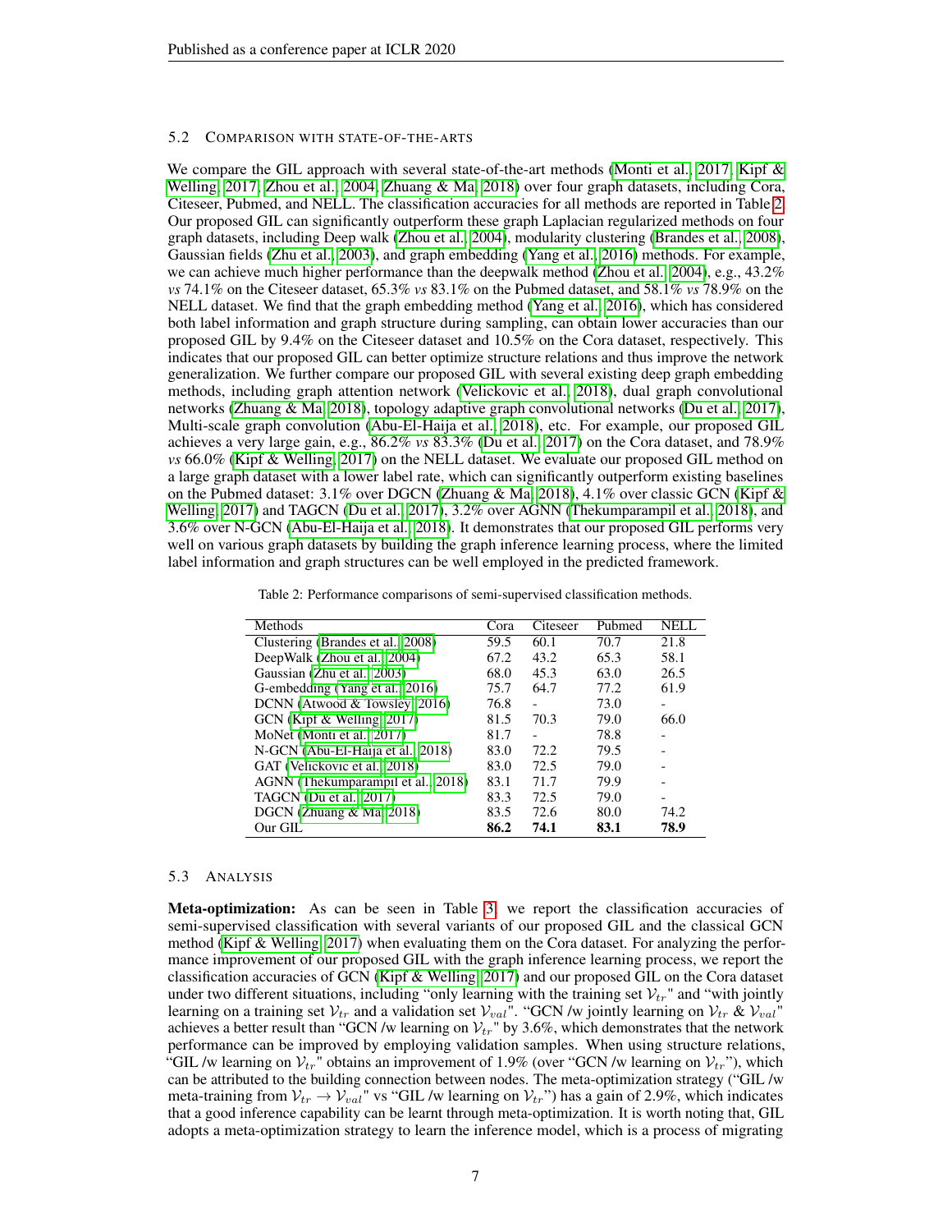### 5.2 Comparison with state-of-the-arts

We compare the GIL approach with several state-of-the-art methods (Monti et al., 2017; Kipf & Welling, 2017; Zhou et al., 2004; Zhuang & Ma, 2018) over four graph datasets, including Cora, Citeseer, Pubmed, and NELL. The classification accuracies for all methods are reported in Table 2. Our proposed GIL can significantly outperform these graph Laplacian regularized methods on four graph datasets, including Deep walk (Zhou et al., 2004), modularity clustering (Brandes et al., 2008), Gaussian fields (Zhu et al., 2003), and graph embedding (Yang et al., 2016) methods. For example, we can achieve much higher performance than the deepwalk method (Zhou et al., 2004), e.g., 43.2% *vs* 74.1% on the Citeseer dataset, 65.3% *vs* 83.1% on the Pubmed dataset, and 58.1% *vs* 78.9% on the NELL dataset. We find that the graph embedding method (Yang et al., 2016), which has considered both label information and graph structure during sampling, can obtain lower accuracies than our proposed GIL by 9.4% on the Citeseer dataset and 10.5% on the Cora dataset, respectively. This indicates that our proposed GIL can better optimize structure relations and thus improve the network generalization. We further compare our proposed GIL with several existing deep graph embedding methods, including graph attention network (Velickovic et al., 2018), dual graph convolutional networks (Zhuang & Ma, 2018), topology adaptive graph convolutional networks (Du et al., 2017), Multi-scale graph convolution (Abu-El-Haija et al., 2018), etc. For example, our proposed GIL achieves a very large gain, e.g., 86.2% *vs* 83.3% (Du et al., 2017) on the Cora dataset, and 78.9% *vs* 66.0% (Kipf & Welling, 2017) on the NELL dataset. We evaluate our proposed GIL method on a large graph dataset with a lower label rate, which can significantly outperform existing baselines on the Pubmed dataset: 3.1% over DGCN (Zhuang & Ma, 2018), 4.1% over classic GCN (Kipf & Welling, 2017) and TAGCN (Du et al., 2017), 3.2% over AGNN (Thekumparampil et al., 2018), and 3.6% over N-GCN (Abu-El-Haija et al., 2018). It demonstrates that our proposed GIL performs very well on various graph datasets by building the graph inference learning process, where the limited label information and graph structures can be well employed in the predicted framework.

Table 2: Performance comparisons of semi-supervised classification methods.

| Methods | Cora | Citeseer | Pubmed | NELL |
|---|---|---|---|---|
| Clustering (Brandes et al., 2008) | 59.5 | 60.1 | 70.7 | 21.8 |
| DeepWalk (Zhou et al., 2004) | 67.2 | 43.2 | 65.3 | 58.1 |
| Gaussian (Zhu et al., 2003) | 68.0 | 45.3 | 63.0 | 26.5 |
| G-embedding (Yang et al., 2016) | 75.7 | 64.7 | 77.2 | 61.9 |
| DCNN (Atwood & Towsley, 2016) | 76.8 | - | 73.0 | - |
| GCN (Kipf & Welling, 2017) | 81.5 | 70.3 | 79.0 | 66.0 |
| MoNet (Monti et al., 2017) | 81.7 | - | 78.8 | - |
| N-GCN (Abu-El-Haija et al., 2018) | 83.0 | 72.2 | 79.5 | - |
| GAT (Velickovic et al., 2018) | 83.0 | 72.5 | 79.0 | - |
| AGNN (Thekumparampil et al., 2018) | 83.1 | 71.7 | 79.9 | - |
| TAGCN (Du et al., 2017) | 83.3 | 72.5 | 79.0 | - |
| DGCN (Zhuang & Ma, 2018) | 83.5 | 72.6 | 80.0 | 74.2 |
| Our GIL | **86.2** | **74.1** | **83.1** | **78.9** |

### 5.3 Analysis

**Meta-optimization:** As can be seen in Table 3, we report the classification accuracies of semi-supervised classification with several variants of our proposed GIL and the classical GCN method (Kipf & Welling, 2017) when evaluating them on the Cora dataset. For analyzing the performance improvement of our proposed GIL with the graph inference learning process, we report the classification accuracies of GCN (Kipf & Welling, 2017) and our proposed GIL on the Cora dataset under two different situations, including "only learning with the training set $\mathcal{V}_{tr}$" and "with jointly learning on a training set $\mathcal{V}_{tr}$ and a validation set $\mathcal{V}_{val}$". "GCN /w jointly learning on $\mathcal{V}_{tr}$ & $\mathcal{V}_{val}$" achieves a better result than "GCN /w learning on $\mathcal{V}_{tr}$" by 3.6%, which demonstrates that the network performance can be improved by employing validation samples. When using structure relations, "GIL /w learning on $\mathcal{V}_{tr}$" obtains an improvement of 1.9% (over "GCN /w learning on $\mathcal{V}_{tr}$"), which can be attributed to the building connection between nodes. The meta-optimization strategy ("GIL /w meta-training from $\mathcal{V}_{tr} \rightarrow \mathcal{V}_{val}$" vs "GIL /w learning on $\mathcal{V}_{tr}$") has a gain of 2.9%, which indicates that a good inference capability can be learnt through meta-optimization. It is worth noting that, GIL adopts a meta-optimization strategy to learn the inference model, which is a process of migrating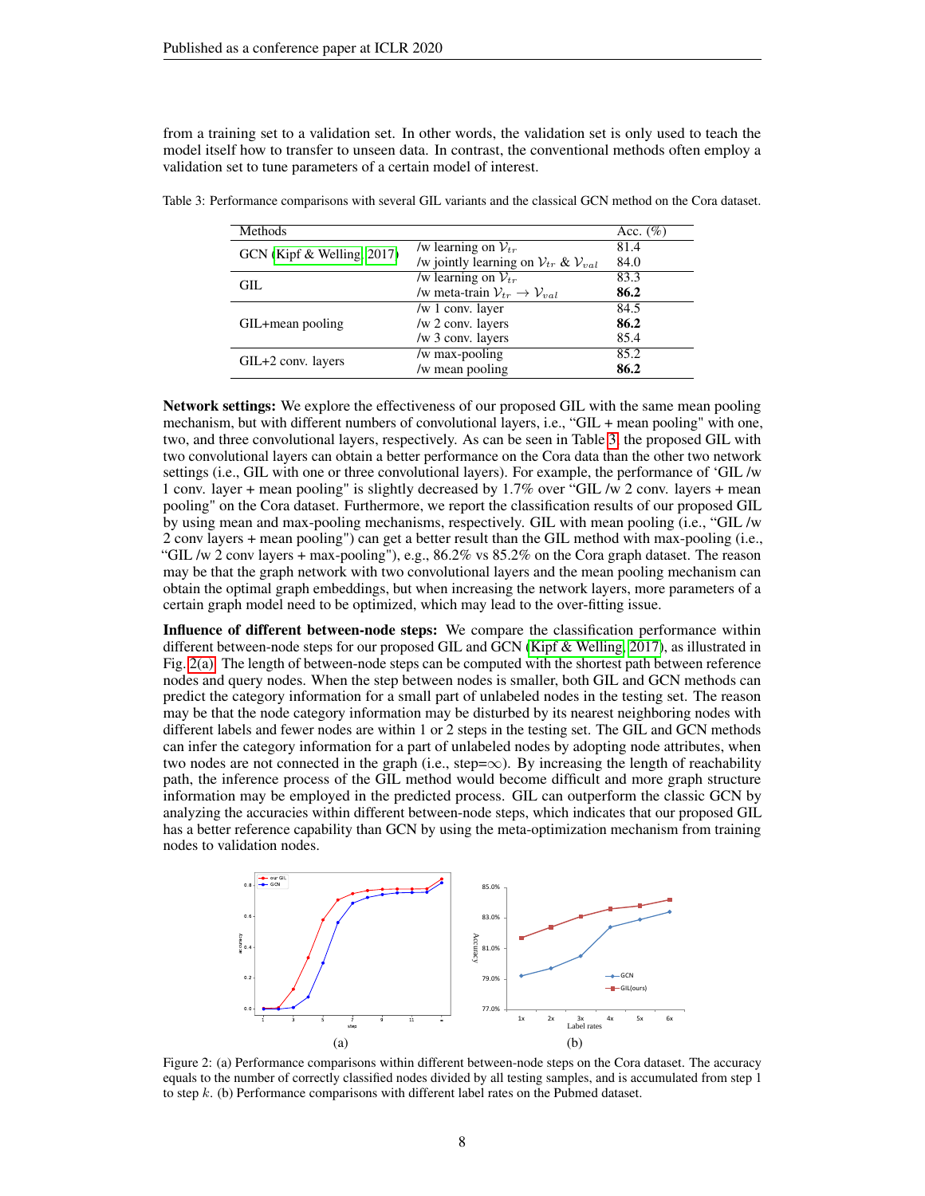from a training set to a validation set. In other words, the validation set is only used to teach the model itself how to transfer to unseen data. In contrast, the conventional methods often employ a validation set to tune parameters of a certain model of interest.

Table 3: Performance comparisons with several GIL variants and the classical GCN method on the Cora dataset.

| Methods | | Acc. (%) |
|---|---|---|
| GCN (Kipf & Welling, 2017) | /w learning on $\mathcal{V}_{tr}$ | 81.4 |
| | /w jointly learning on $\mathcal{V}_{tr}$ & $\mathcal{V}_{val}$ | 84.0 |
| GIL | /w learning on $\mathcal{V}_{tr}$ | 83.3 |
| | /w meta-train $\mathcal{V}_{tr} \rightarrow \mathcal{V}_{val}$ | **86.2** |
| GIL+mean pooling | /w 1 conv. layer | 84.5 |
| | /w 2 conv. layers | **86.2** |
| | /w 3 conv. layers | 85.4 |
| GIL+2 conv. layers | /w max-pooling | 85.2 |
| | /w mean pooling | **86.2** |

**Network settings:** We explore the effectiveness of our proposed GIL with the same mean pooling mechanism, but with different numbers of convolutional layers, i.e., "GIL + mean pooling" with one, two, and three convolutional layers, respectively. As can be seen in Table 3, the proposed GIL with two convolutional layers can obtain a better performance on the Cora data than the other two network settings (i.e., GIL with one or three convolutional layers). For example, the performance of 'GIL /w 1 conv. layer + mean pooling" is slightly decreased by 1.7% over "GIL /w 2 conv. layers + mean pooling" on the Cora dataset. Furthermore, we report the classification results of our proposed GIL by using mean and max-pooling mechanisms, respectively. GIL with mean pooling (i.e., "GIL /w 2 conv layers + mean pooling") can get a better result than the GIL method with max-pooling (i.e., "GIL /w 2 conv layers + max-pooling"), e.g., 86.2% vs 85.2% on the Cora graph dataset. The reason may be that the graph network with two convolutional layers and the mean pooling mechanism can obtain the optimal graph embeddings, but when increasing the network layers, more parameters of a certain graph model need to be optimized, which may lead to the over-fitting issue.

**Influence of different between-node steps:** We compare the classification performance within different between-node steps for our proposed GIL and GCN (Kipf & Welling, 2017), as illustrated in Fig. 2(a). The length of between-node steps can be computed with the shortest path between reference nodes and query nodes. When the step between nodes is smaller, both GIL and GCN methods can predict the category information for a small part of unlabeled nodes in the testing set. The reason may be that the node category information may be disturbed by its nearest neighboring nodes with different labels and fewer nodes are within 1 or 2 steps in the testing set. The GIL and GCN methods can infer the category information for a part of unlabeled nodes by adopting node attributes, when two nodes are not connected in the graph (i.e., step=$\infty$). By increasing the length of reachability path, the inference process of the GIL method would become difficult and more graph structure information may be employed in the predicted process. GIL can outperform the classic GCN by analyzing the accuracies within different between-node steps, which indicates that our proposed GIL has a better reference capability than GCN by using the meta-optimization mechanism from training nodes to validation nodes.

(a) (b)

Figure 2: (a) Performance comparisons within different between-node steps on the Cora dataset. The accuracy equals to the number of correctly classified nodes divided by all testing samples, and is accumulated from step 1 to step $k$. (b) Performance comparisons with different label rates on the Pubmed dataset.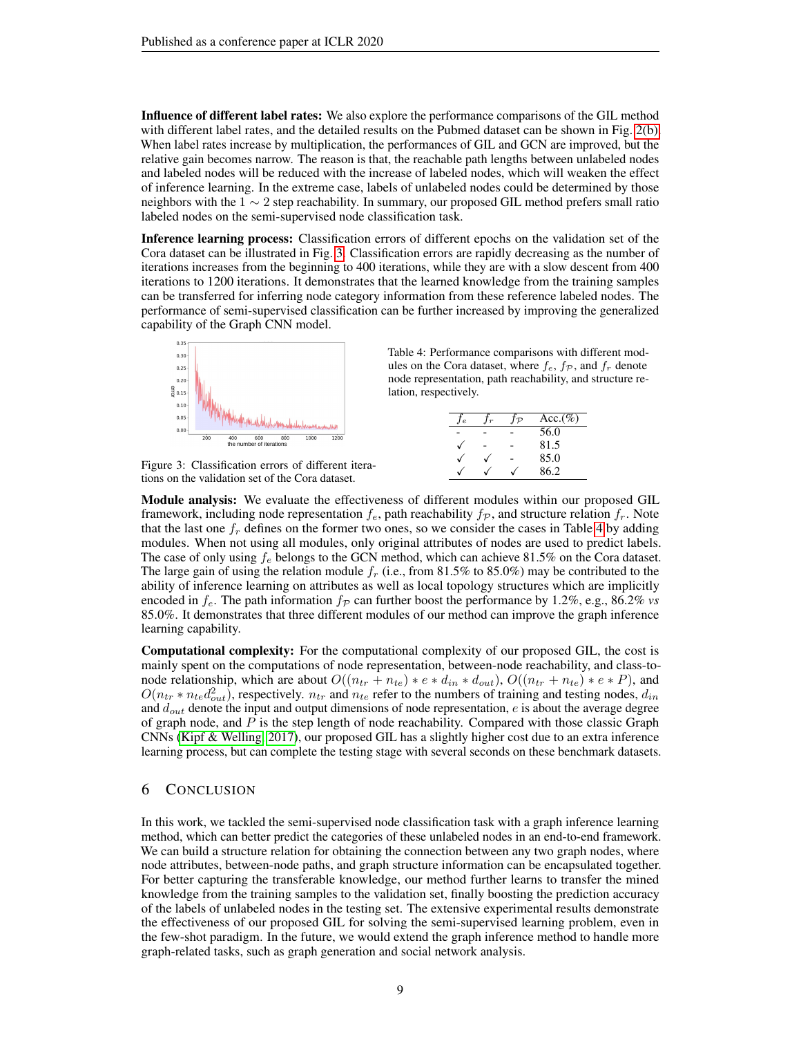**Influence of different label rates:** We also explore the performance comparisons of the GIL method with different label rates, and the detailed results on the Pubmed dataset can be shown in Fig. 2(b). When label rates increase by multiplication, the performances of GIL and GCN are improved, but the relative gain becomes narrow. The reason is that, the reachable path lengths between unlabeled nodes and labeled nodes will be reduced with the increase of labeled nodes, which will weaken the effect of inference learning. In the extreme case, labels of unlabeled nodes could be determined by those neighbors with the $1 \sim 2$ step reachability. In summary, our proposed GIL method prefers small ratio labeled nodes on the semi-supervised node classification task.

**Inference learning process:** Classification errors of different epochs on the validation set of the Cora dataset can be illustrated in Fig. 3. Classification errors are rapidly decreasing as the number of iterations increases from the beginning to 400 iterations, while they are with a slow descent from 400 iterations to 1200 iterations. It demonstrates that the learned knowledge from the training samples can be transferred for inferring node category information from these reference labeled nodes. The performance of semi-supervised classification can be further increased by improving the generalized capability of the Graph CNN model.

Figure 3: Classification errors of different iterations on the validation set of the Cora dataset.

Table 4: Performance comparisons with different modules on the Cora dataset, where $f_e$, $f_{\mathcal{P}}$, and $f_r$ denote node representation, path reachability, and structure relation, respectively.

| $f_e$ | $f_r$ | $f_{\mathcal{P}}$ | Acc.(%) |
|---|---|---|---|
| - | - | - | 56.0 |
| ✓ | - | - | 81.5 |
| ✓ | ✓ | - | 85.0 |
| ✓ | ✓ | ✓ | 86.2 |

**Module analysis:** We evaluate the effectiveness of different modules within our proposed GIL framework, including node representation $f_e$, path reachability $f_{\mathcal{P}}$, and structure relation $f_r$. Note that the last one $f_r$ defines on the former two ones, so we consider the cases in Table 4 by adding modules. When not using all modules, only original attributes of nodes are used to predict labels. The case of only using $f_e$ belongs to the GCN method, which can achieve 81.5% on the Cora dataset. The large gain of using the relation module $f_r$ (i.e., from 81.5% to 85.0%) may be contributed to the ability of inference learning on attributes as well as local topology structures which are implicitly encoded in $f_e$. The path information $f_{\mathcal{P}}$ can further boost the performance by 1.2%, e.g., 86.2% *vs* 85.0%. It demonstrates that three different modules of our method can improve the graph inference learning capability.

**Computational complexity:** For the computational complexity of our proposed GIL, the cost is mainly spent on the computations of node representation, between-node reachability, and class-to-node relationship, which are about $O((n_{tr} + n_{te}) * e * d_{in} * d_{out})$, $O((n_{tr} + n_{te}) * e * P)$, and $O(n_{tr} * n_{te} d_{out}^2)$, respectively. $n_{tr}$ and $n_{te}$ refer to the numbers of training and testing nodes, $d_{in}$ and $d_{out}$ denote the input and output dimensions of node representation, $e$ is about the average degree of graph node, and $P$ is the step length of node reachability. Compared with those classic Graph CNNs (Kipf & Welling, 2017), our proposed GIL has a slightly higher cost due to an extra inference learning process, but can complete the testing stage with several seconds on these benchmark datasets.

## 6 Conclusion

In this work, we tackled the semi-supervised node classification task with a graph inference learning method, which can better predict the categories of these unlabeled nodes in an end-to-end framework. We can build a structure relation for obtaining the connection between any two graph nodes, where node attributes, between-node paths, and graph structure information can be encapsulated together. For better capturing the transferable knowledge, our method further learns to transfer the mined knowledge from the training samples to the validation set, finally boosting the prediction accuracy of the labels of unlabeled nodes in the testing set. The extensive experimental results demonstrate the effectiveness of our proposed GIL for solving the semi-supervised learning problem, even in the few-shot paradigm. In the future, we would extend the graph inference method to handle more graph-related tasks, such as graph generation and social network analysis.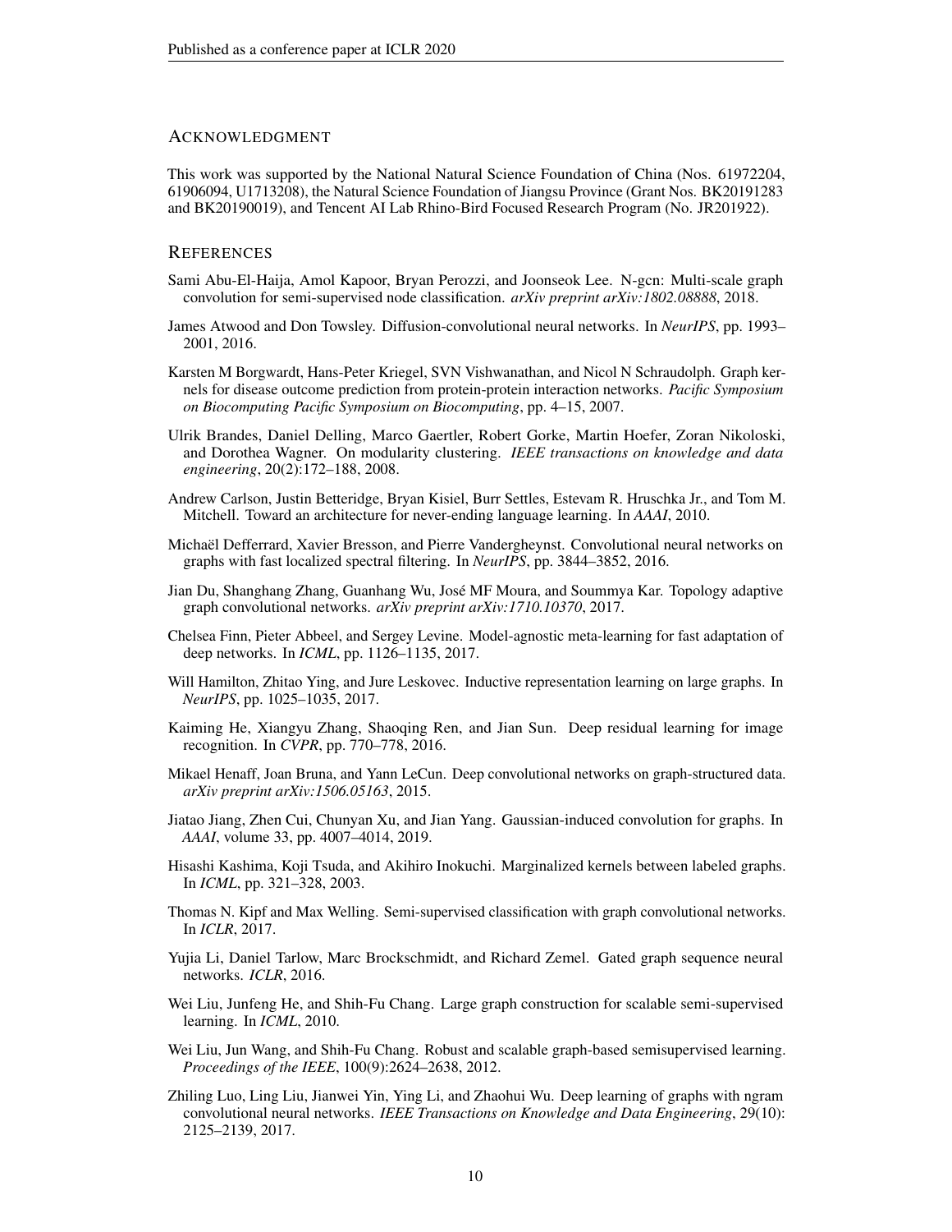## Acknowledgment

This work was supported by the National Natural Science Foundation of China (Nos. 61972204, 61906094, U1713208), the Natural Science Foundation of Jiangsu Province (Grant Nos. BK20191283 and BK20190019), and Tencent AI Lab Rhino-Bird Focused Research Program (No. JR201922).

## References

Sami Abu-El-Haija, Amol Kapoor, Bryan Perozzi, and Joonseok Lee. N-gcn: Multi-scale graph convolution for semi-supervised node classification. *arXiv preprint arXiv:1802.08888*, 2018.

James Atwood and Don Towsley. Diffusion-convolutional neural networks. In *NeurIPS*, pp. 1993–2001, 2016.

Karsten M Borgwardt, Hans-Peter Kriegel, SVN Vishwanathan, and Nicol N Schraudolph. Graph kernels for disease outcome prediction from protein-protein interaction networks. *Pacific Symposium on Biocomputing Pacific Symposium on Biocomputing*, pp. 4–15, 2007.

Ulrik Brandes, Daniel Delling, Marco Gaertler, Robert Gorke, Martin Hoefer, Zoran Nikoloski, and Dorothea Wagner. On modularity clustering. *IEEE transactions on knowledge and data engineering*, 20(2):172–188, 2008.

Andrew Carlson, Justin Betteridge, Bryan Kisiel, Burr Settles, Estevam R. Hruschka Jr., and Tom M. Mitchell. Toward an architecture for never-ending language learning. In *AAAI*, 2010.

Michaël Defferrard, Xavier Bresson, and Pierre Vandergheynst. Convolutional neural networks on graphs with fast localized spectral filtering. In *NeurIPS*, pp. 3844–3852, 2016.

Jian Du, Shanghang Zhang, Guanhang Wu, José MF Moura, and Soummya Kar. Topology adaptive graph convolutional networks. *arXiv preprint arXiv:1710.10370*, 2017.

Chelsea Finn, Pieter Abbeel, and Sergey Levine. Model-agnostic meta-learning for fast adaptation of deep networks. In *ICML*, pp. 1126–1135, 2017.

Will Hamilton, Zhitao Ying, and Jure Leskovec. Inductive representation learning on large graphs. In *NeurIPS*, pp. 1025–1035, 2017.

Kaiming He, Xiangyu Zhang, Shaoqing Ren, and Jian Sun. Deep residual learning for image recognition. In *CVPR*, pp. 770–778, 2016.

Mikael Henaff, Joan Bruna, and Yann LeCun. Deep convolutional networks on graph-structured data. *arXiv preprint arXiv:1506.05163*, 2015.

Jiatao Jiang, Zhen Cui, Chunyan Xu, and Jian Yang. Gaussian-induced convolution for graphs. In *AAAI*, volume 33, pp. 4007–4014, 2019.

Hisashi Kashima, Koji Tsuda, and Akihiro Inokuchi. Marginalized kernels between labeled graphs. In *ICML*, pp. 321–328, 2003.

Thomas N. Kipf and Max Welling. Semi-supervised classification with graph convolutional networks. In *ICLR*, 2017.

Yujia Li, Daniel Tarlow, Marc Brockschmidt, and Richard Zemel. Gated graph sequence neural networks. *ICLR*, 2016.

Wei Liu, Junfeng He, and Shih-Fu Chang. Large graph construction for scalable semi-supervised learning. In *ICML*, 2010.

Wei Liu, Jun Wang, and Shih-Fu Chang. Robust and scalable graph-based semisupervised learning. *Proceedings of the IEEE*, 100(9):2624–2638, 2012.

Zhiling Luo, Ling Liu, Jianwei Yin, Ying Li, and Zhaohui Wu. Deep learning of graphs with ngram convolutional neural networks. *IEEE Transactions on Knowledge and Data Engineering*, 29(10): 2125–2139, 2017.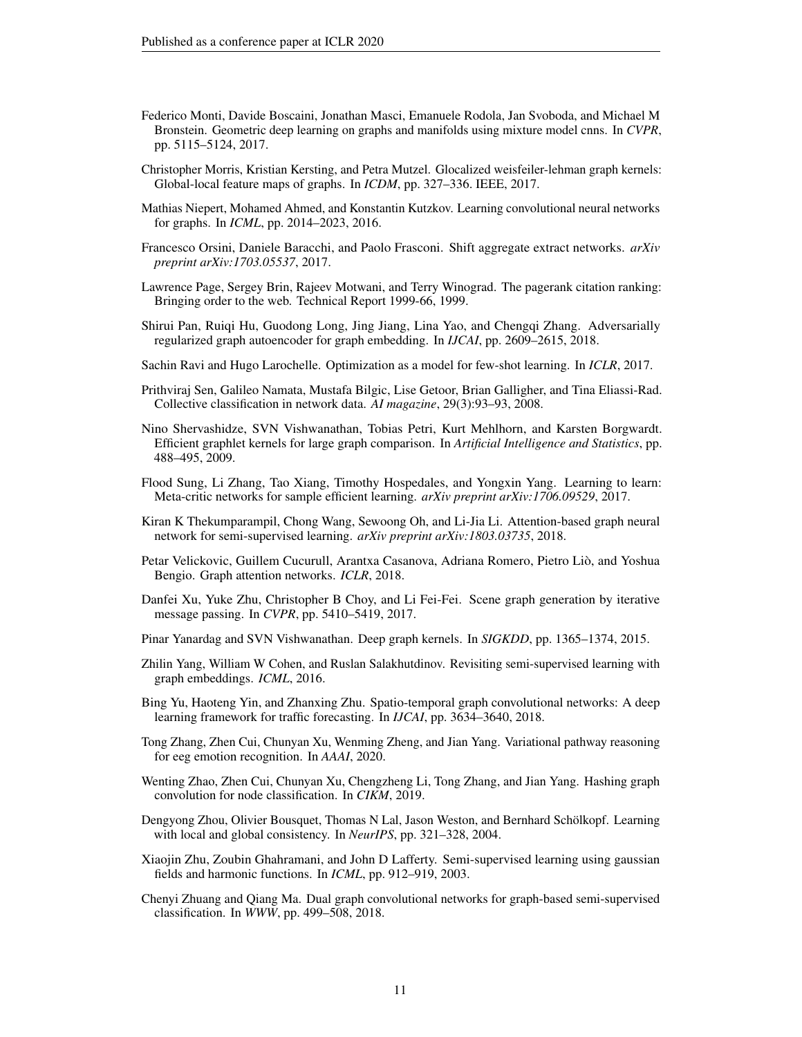Federico Monti, Davide Boscaini, Jonathan Masci, Emanuele Rodola, Jan Svoboda, and Michael M Bronstein. Geometric deep learning on graphs and manifolds using mixture model cnns. In *CVPR*, pp. 5115–5124, 2017.

Christopher Morris, Kristian Kersting, and Petra Mutzel. Glocalized weisfeiler-lehman graph kernels: Global-local feature maps of graphs. In *ICDM*, pp. 327–336. IEEE, 2017.

Mathias Niepert, Mohamed Ahmed, and Konstantin Kutzkov. Learning convolutional neural networks for graphs. In *ICML*, pp. 2014–2023, 2016.

Francesco Orsini, Daniele Baracchi, and Paolo Frasconi. Shift aggregate extract networks. *arXiv preprint arXiv:1703.05537*, 2017.

Lawrence Page, Sergey Brin, Rajeev Motwani, and Terry Winograd. The pagerank citation ranking: Bringing order to the web. Technical Report 1999-66, 1999.

Shirui Pan, Ruiqi Hu, Guodong Long, Jing Jiang, Lina Yao, and Chengqi Zhang. Adversarially regularized graph autoencoder for graph embedding. In *IJCAI*, pp. 2609–2615, 2018.

Sachin Ravi and Hugo Larochelle. Optimization as a model for few-shot learning. In *ICLR*, 2017.

Prithviraj Sen, Galileo Namata, Mustafa Bilgic, Lise Getoor, Brian Galligher, and Tina Eliassi-Rad. Collective classification in network data. *AI magazine*, 29(3):93–93, 2008.

Nino Shervashidze, SVN Vishwanathan, Tobias Petri, Kurt Mehlhorn, and Karsten Borgwardt. Efficient graphlet kernels for large graph comparison. In *Artificial Intelligence and Statistics*, pp. 488–495, 2009.

Flood Sung, Li Zhang, Tao Xiang, Timothy Hospedales, and Yongxin Yang. Learning to learn: Meta-critic networks for sample efficient learning. *arXiv preprint arXiv:1706.09529*, 2017.

Kiran K Thekumparampil, Chong Wang, Sewoong Oh, and Li-Jia Li. Attention-based graph neural network for semi-supervised learning. *arXiv preprint arXiv:1803.03735*, 2018.

Petar Velickovic, Guillem Cucurull, Arantxa Casanova, Adriana Romero, Pietro Liò, and Yoshua Bengio. Graph attention networks. *ICLR*, 2018.

Danfei Xu, Yuke Zhu, Christopher B Choy, and Li Fei-Fei. Scene graph generation by iterative message passing. In *CVPR*, pp. 5410–5419, 2017.

Pinar Yanardag and SVN Vishwanathan. Deep graph kernels. In *SIGKDD*, pp. 1365–1374, 2015.

Zhilin Yang, William W Cohen, and Ruslan Salakhutdinov. Revisiting semi-supervised learning with graph embeddings. *ICML*, 2016.

Bing Yu, Haoteng Yin, and Zhanxing Zhu. Spatio-temporal graph convolutional networks: A deep learning framework for traffic forecasting. In *IJCAI*, pp. 3634–3640, 2018.

Tong Zhang, Zhen Cui, Chunyan Xu, Wenming Zheng, and Jian Yang. Variational pathway reasoning for eeg emotion recognition. In *AAAI*, 2020.

Wenting Zhao, Zhen Cui, Chunyan Xu, Chengzheng Li, Tong Zhang, and Jian Yang. Hashing graph convolution for node classification. In *CIKM*, 2019.

Dengyong Zhou, Olivier Bousquet, Thomas N Lal, Jason Weston, and Bernhard Schölkopf. Learning with local and global consistency. In *NeurIPS*, pp. 321–328, 2004.

Xiaojin Zhu, Zoubin Ghahramani, and John D Lafferty. Semi-supervised learning using gaussian fields and harmonic functions. In *ICML*, pp. 912–919, 2003.

Chenyi Zhuang and Qiang Ma. Dual graph convolutional networks for graph-based semi-supervised classification. In *WWW*, pp. 499–508, 2018.